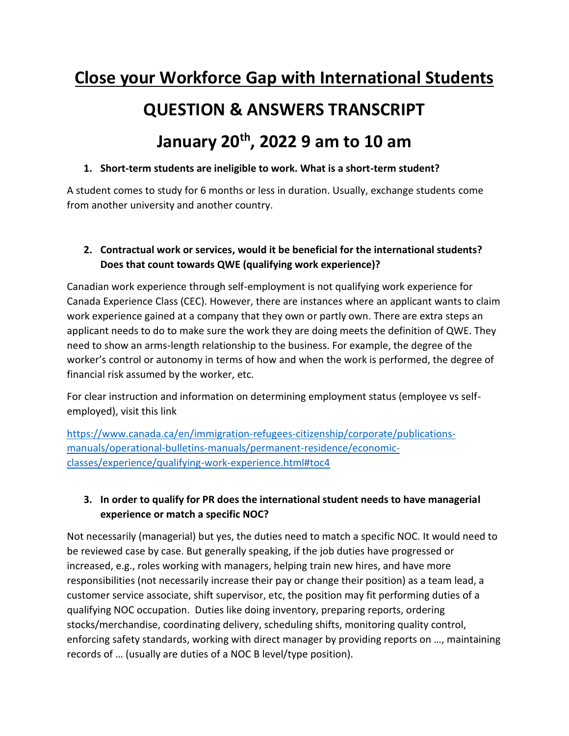# Close your Workforce Gap with International Students

# QUESTION & ANSWERS TRANSCRIPT

# January 20th, 2022 9 am to 10 am

**1. Short-term students are ineligible to work. What is a short-term student?**

A student comes to study for 6 months or less in duration. Usually, exchange students come from another university and another country.

**2. Contractual work or services, would it be beneficial for the international students? Does that count towards QWE (qualifying work experience)?**

Canadian work experience through self-employment is not qualifying work experience for Canada Experience Class (CEC). However, there are instances where an applicant wants to claim work experience gained at a company that they own or partly own. There are extra steps an applicant needs to do to make sure the work they are doing meets the definition of QWE. They need to show an arms-length relationship to the business. For example, the degree of the worker's control or autonomy in terms of how and when the work is performed, the degree of financial risk assumed by the worker, etc.

For clear instruction and information on determining employment status (employee vs self-employed), visit this link

[https://www.canada.ca/en/immigration-refugees-citizenship/corporate/publications-manuals/operational-bulletins-manuals/permanent-residence/economic-classes/experience/qualifying-work-experience.html#toc4](https://www.canada.ca/en/immigration-refugees-citizenship/corporate/publications-manuals/operational-bulletins-manuals/permanent-residence/economic-classes/experience/qualifying-work-experience.html#toc4)

**3. In order to qualify for PR does the international student needs to have managerial experience or match a specific NOC?**

Not necessarily (managerial) but yes, the duties need to match a specific NOC. It would need to be reviewed case by case. But generally speaking, if the job duties have progressed or increased, e.g., roles working with managers, helping train new hires, and have more responsibilities (not necessarily increase their pay or change their position) as a team lead, a customer service associate, shift supervisor, etc, the position may fit performing duties of a qualifying NOC occupation. Duties like doing inventory, preparing reports, ordering stocks/merchandise, coordinating delivery, scheduling shifts, monitoring quality control, enforcing safety standards, working with direct manager by providing reports on …, maintaining records of … (usually are duties of a NOC B level/type position).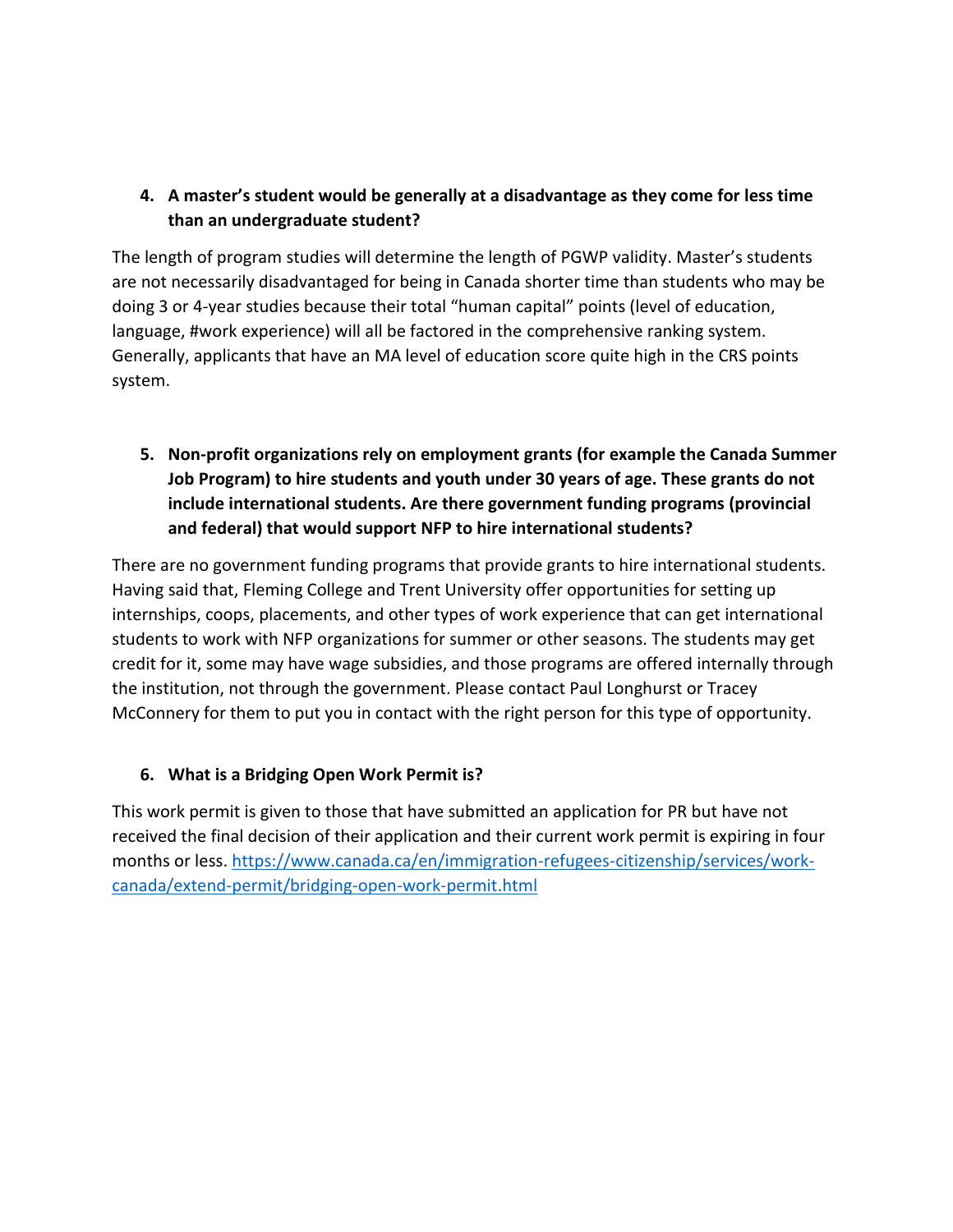4. **A master's student would be generally at a disadvantage as they come for less time than an undergraduate student?**

The length of program studies will determine the length of PGWP validity. Master's students are not necessarily disadvantaged for being in Canada shorter time than students who may be doing 3 or 4-year studies because their total "human capital" points (level of education, language, #work experience) will all be factored in the comprehensive ranking system. Generally, applicants that have an MA level of education score quite high in the CRS points system.

5. **Non-profit organizations rely on employment grants (for example the Canada Summer Job Program) to hire students and youth under 30 years of age. These grants do not include international students. Are there government funding programs (provincial and federal) that would support NFP to hire international students?**

There are no government funding programs that provide grants to hire international students. Having said that, Fleming College and Trent University offer opportunities for setting up internships, coops, placements, and other types of work experience that can get international students to work with NFP organizations for summer or other seasons. The students may get credit for it, some may have wage subsidies, and those programs are offered internally through the institution, not through the government. Please contact Paul Longhurst or Tracey McConnery for them to put you in contact with the right person for this type of opportunity.

6. **What is a Bridging Open Work Permit is?**

This work permit is given to those that have submitted an application for PR but have not received the final decision of their application and their current work permit is expiring in four months or less. https://www.canada.ca/en/immigration-refugees-citizenship/services/work-canada/extend-permit/bridging-open-work-permit.html